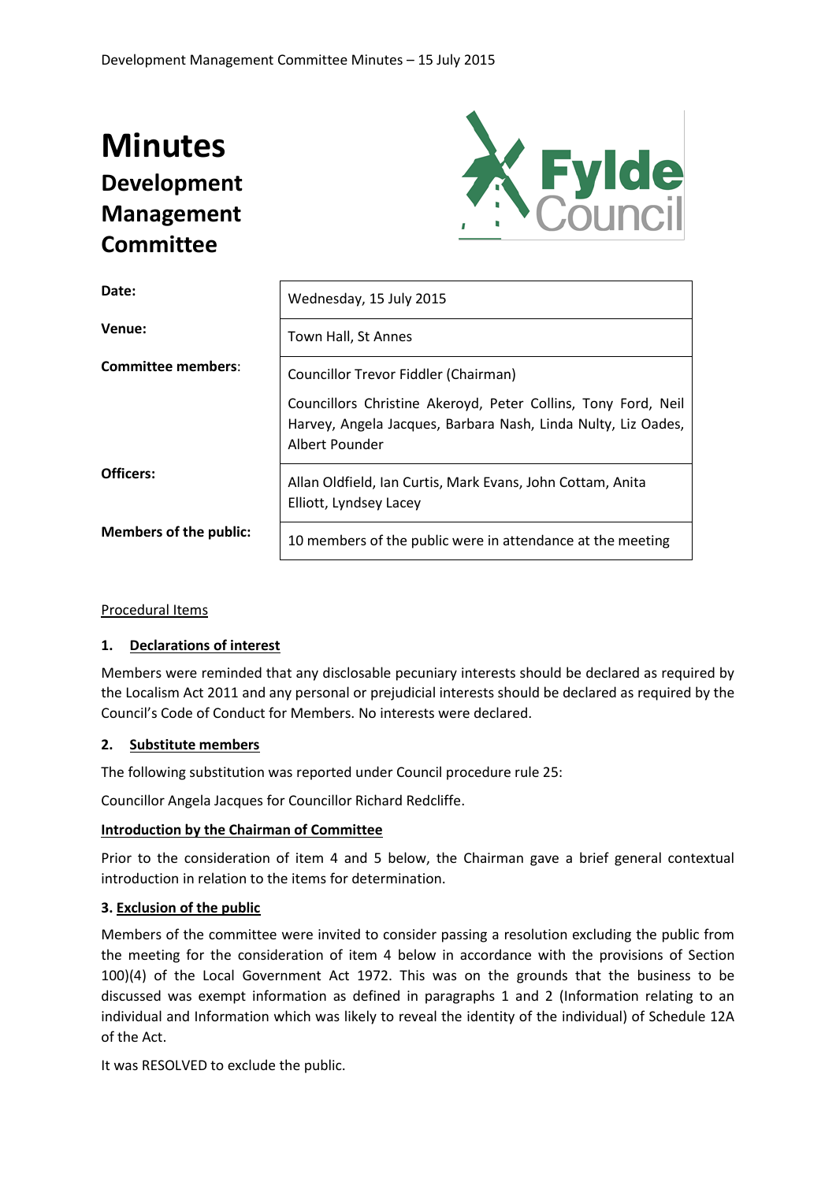# Minutes

## Development Management Committee

| | |
|---|---|
| **Date:** | Wednesday, 15 July 2015 |
| **Venue:** | Town Hall, St Annes |
| **Committee members**: | Councillor Trevor Fiddler (Chairman)<br>Councillors Christine Akeroyd, Peter Collins, Tony Ford, Neil Harvey, Angela Jacques, Barbara Nash, Linda Nulty, Liz Oades, Albert Pounder |
| **Officers:** | Allan Oldfield, Ian Curtis, Mark Evans, John Cottam, Anita Elliott, Lyndsey Lacey |
| **Members of the public:** | 10 members of the public were in attendance at the meeting |

Procedural Items

### 1. Declarations of interest

Members were reminded that any disclosable pecuniary interests should be declared as required by the Localism Act 2011 and any personal or prejudicial interests should be declared as required by the Council's Code of Conduct for Members. No interests were declared.

### 2. Substitute members

The following substitution was reported under Council procedure rule 25:

Councillor Angela Jacques for Councillor Richard Redcliffe.

**Introduction by the Chairman of Committee**

Prior to the consideration of item 4 and 5 below, the Chairman gave a brief general contextual introduction in relation to the items for determination.

### 3. Exclusion of the public

Members of the committee were invited to consider passing a resolution excluding the public from the meeting for the consideration of item 4 below in accordance with the provisions of Section 100)(4) of the Local Government Act 1972. This was on the grounds that the business to be discussed was exempt information as defined in paragraphs 1 and 2 (Information relating to an individual and Information which was likely to reveal the identity of the individual) of Schedule 12A of the Act.

It was RESOLVED to exclude the public.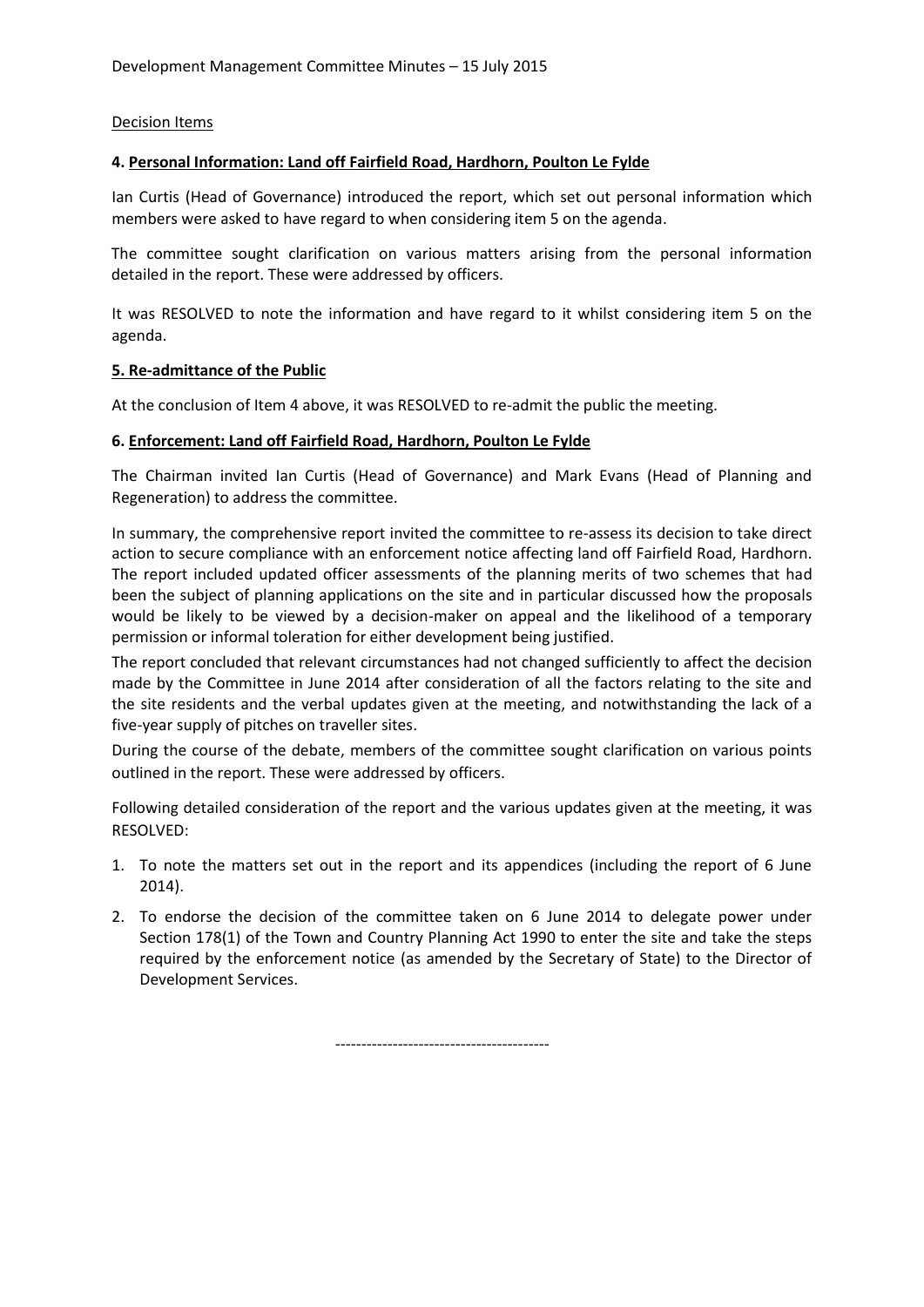Decision Items

### 4. Personal Information: Land off Fairfield Road, Hardhorn, Poulton Le Fylde

Ian Curtis (Head of Governance) introduced the report, which set out personal information which members were asked to have regard to when considering item 5 on the agenda.

The committee sought clarification on various matters arising from the personal information detailed in the report. These were addressed by officers.

It was RESOLVED to note the information and have regard to it whilst considering item 5 on the agenda.

### 5. Re-admittance of the Public

At the conclusion of Item 4 above, it was RESOLVED to re-admit the public the meeting.

### 6. Enforcement: Land off Fairfield Road, Hardhorn, Poulton Le Fylde

The Chairman invited Ian Curtis (Head of Governance) and Mark Evans (Head of Planning and Regeneration) to address the committee.

In summary, the comprehensive report invited the committee to re-assess its decision to take direct action to secure compliance with an enforcement notice affecting land off Fairfield Road, Hardhorn. The report included updated officer assessments of the planning merits of two schemes that had been the subject of planning applications on the site and in particular discussed how the proposals would be likely to be viewed by a decision-maker on appeal and the likelihood of a temporary permission or informal toleration for either development being justified.

The report concluded that relevant circumstances had not changed sufficiently to affect the decision made by the Committee in June 2014 after consideration of all the factors relating to the site and the site residents and the verbal updates given at the meeting, and notwithstanding the lack of a five-year supply of pitches on traveller sites.

During the course of the debate, members of the committee sought clarification on various points outlined in the report. These were addressed by officers.

Following detailed consideration of the report and the various updates given at the meeting, it was RESOLVED:

1. To note the matters set out in the report and its appendices (including the report of 6 June 2014).
2. To endorse the decision of the committee taken on 6 June 2014 to delegate power under Section 178(1) of the Town and Country Planning Act 1990 to enter the site and take the steps required by the enforcement notice (as amended by the Secretary of State) to the Director of Development Services.

----------------------------------------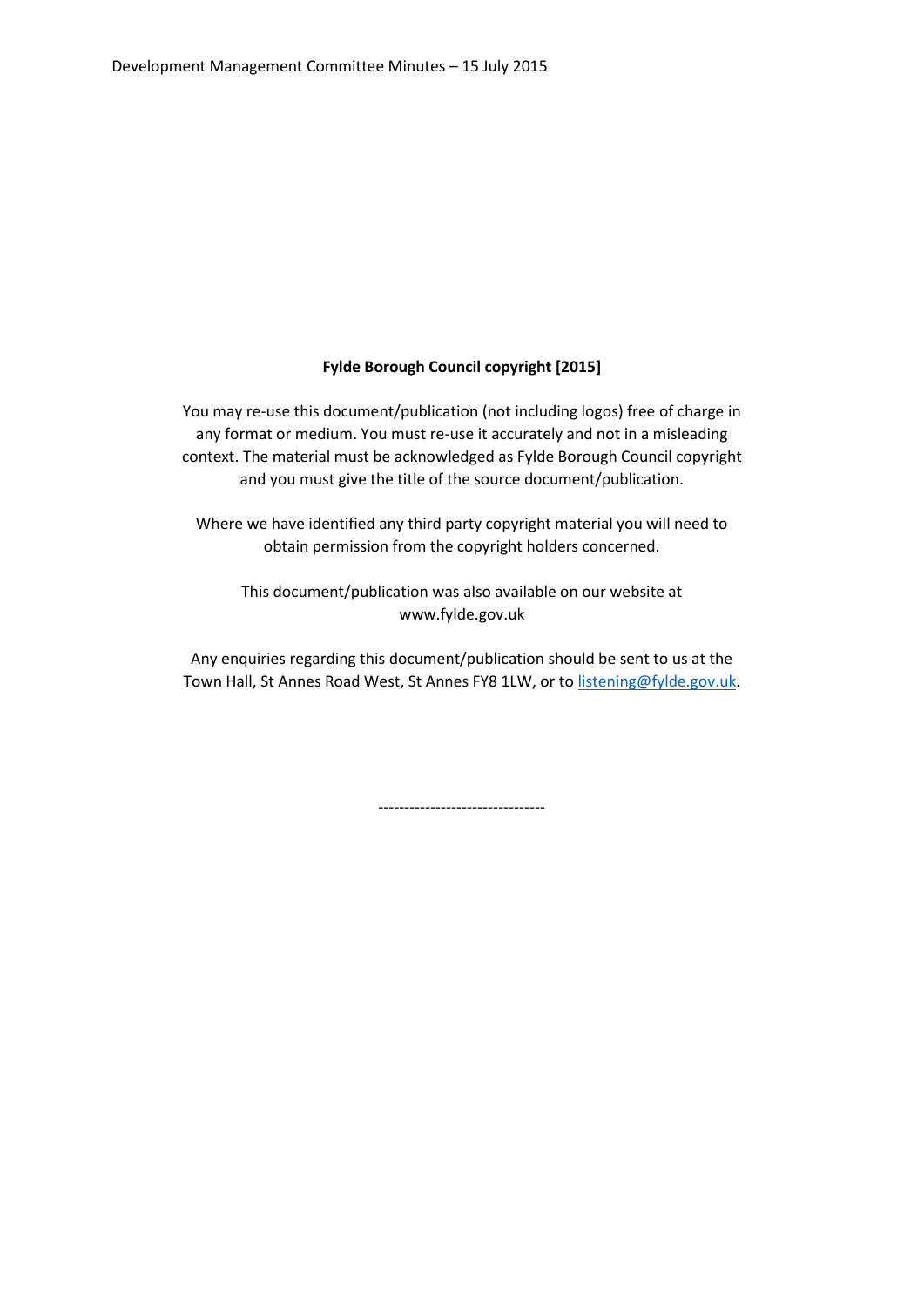**Fylde Borough Council copyright [2015]**

You may re-use this document/publication (not including logos) free of charge in any format or medium. You must re-use it accurately and not in a misleading context. The material must be acknowledged as Fylde Borough Council copyright and you must give the title of the source document/publication.

Where we have identified any third party copyright material you will need to obtain permission from the copyright holders concerned.

This document/publication was also available on our website at www.fylde.gov.uk

Any enquiries regarding this document/publication should be sent to us at the Town Hall, St Annes Road West, St Annes FY8 1LW, or to listening@fylde.gov.uk.

--------------------------------